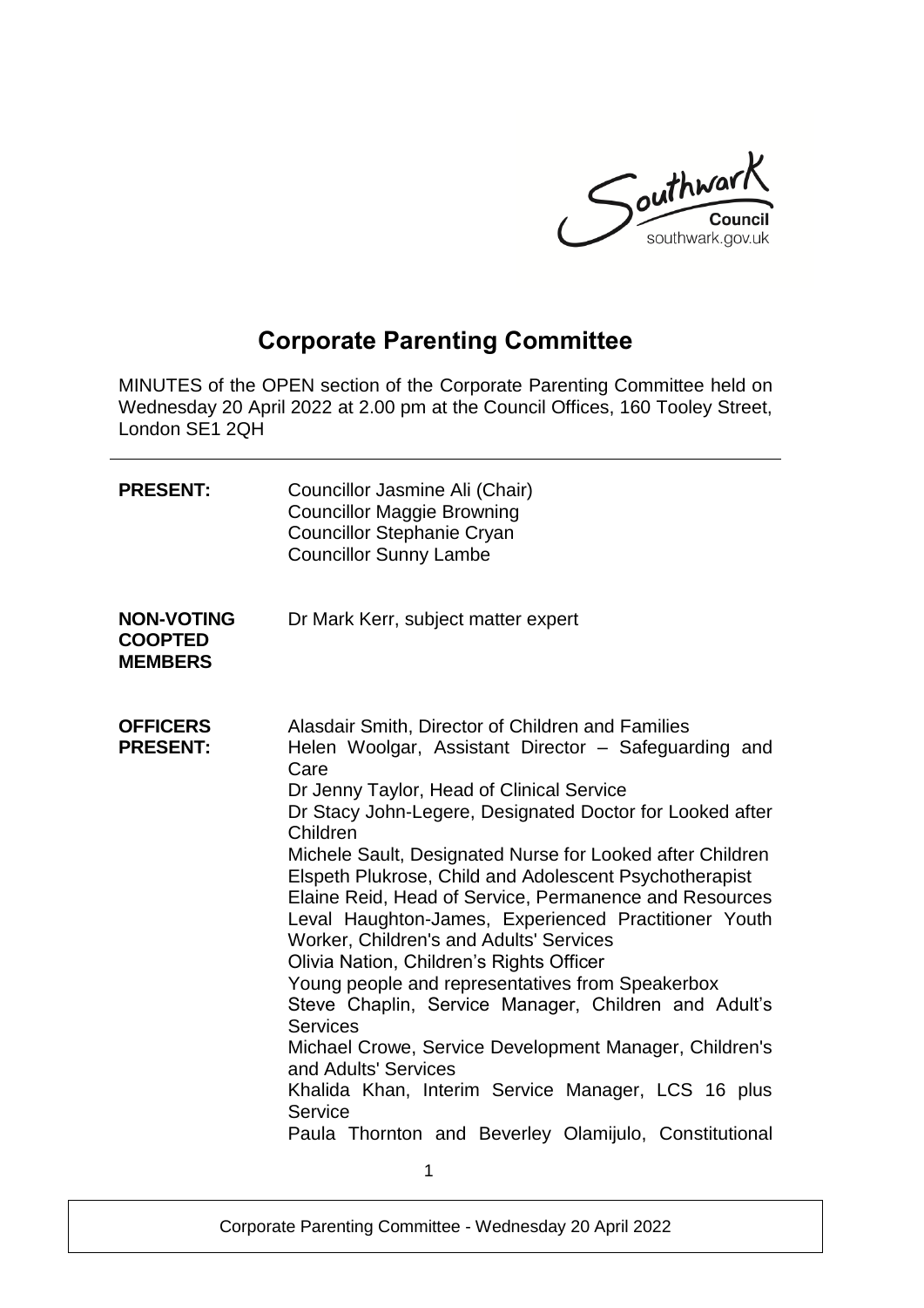# Corporate Parenting Committee

MINUTES of the OPEN section of the Corporate Parenting Committee held on Wednesday 20 April 2022 at 2.00 pm at the Council Offices, 160 Tooley Street, London SE1 2QH

| | |
|---|---|
| **PRESENT:** | Councillor Jasmine Ali (Chair)<br>Councillor Maggie Browning<br>Councillor Stephanie Cryan<br>Councillor Sunny Lambe |
| **NON-VOTING COOPTED MEMBERS** | Dr Mark Kerr, subject matter expert |
| **OFFICERS PRESENT:** | Alasdair Smith, Director of Children and Families<br>Helen Woolgar, Assistant Director – Safeguarding and Care<br>Dr Jenny Taylor, Head of Clinical Service<br>Dr Stacy John-Legere, Designated Doctor for Looked after Children<br>Michele Sault, Designated Nurse for Looked after Children<br>Elspeth Plukrose, Child and Adolescent Psychotherapist<br>Elaine Reid, Head of Service, Permanence and Resources<br>Leval Haughton-James, Experienced Practitioner Youth Worker, Children's and Adults' Services<br>Olivia Nation, Children's Rights Officer<br>Young people and representatives from Speakerbox<br>Steve Chaplin, Service Manager, Children and Adult's Services<br>Michael Crowe, Service Development Manager, Children's and Adults' Services<br>Khalida Khan, Interim Service Manager, LCS 16 plus Service<br>Paula Thornton and Beverley Olamijulo, Constitutional |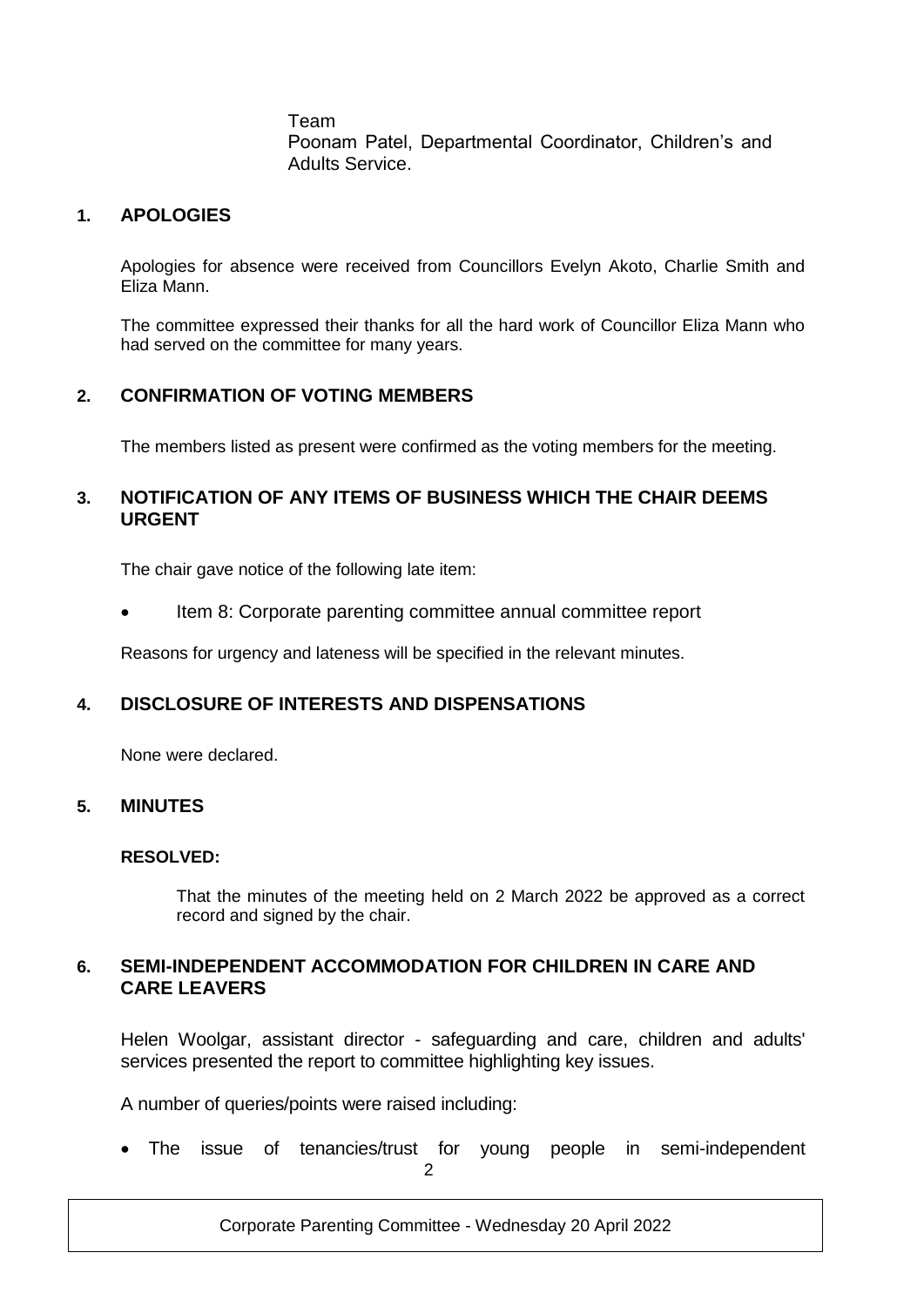Team
Poonam Patel, Departmental Coordinator, Children's and Adults Service.

## 1. APOLOGIES

Apologies for absence were received from Councillors Evelyn Akoto, Charlie Smith and Eliza Mann.

The committee expressed their thanks for all the hard work of Councillor Eliza Mann who had served on the committee for many years.

## 2. CONFIRMATION OF VOTING MEMBERS

The members listed as present were confirmed as the voting members for the meeting.

## 3. NOTIFICATION OF ANY ITEMS OF BUSINESS WHICH THE CHAIR DEEMS URGENT

The chair gave notice of the following late item:

- Item 8: Corporate parenting committee annual committee report

Reasons for urgency and lateness will be specified in the relevant minutes.

## 4. DISCLOSURE OF INTERESTS AND DISPENSATIONS

None were declared.

## 5. MINUTES

**RESOLVED:**

That the minutes of the meeting held on 2 March 2022 be approved as a correct record and signed by the chair.

## 6. SEMI-INDEPENDENT ACCOMMODATION FOR CHILDREN IN CARE AND CARE LEAVERS

Helen Woolgar, assistant director - safeguarding and care, children and adults' services presented the report to committee highlighting key issues.

A number of queries/points were raised including:

- The issue of tenancies/trust for young people in semi-independent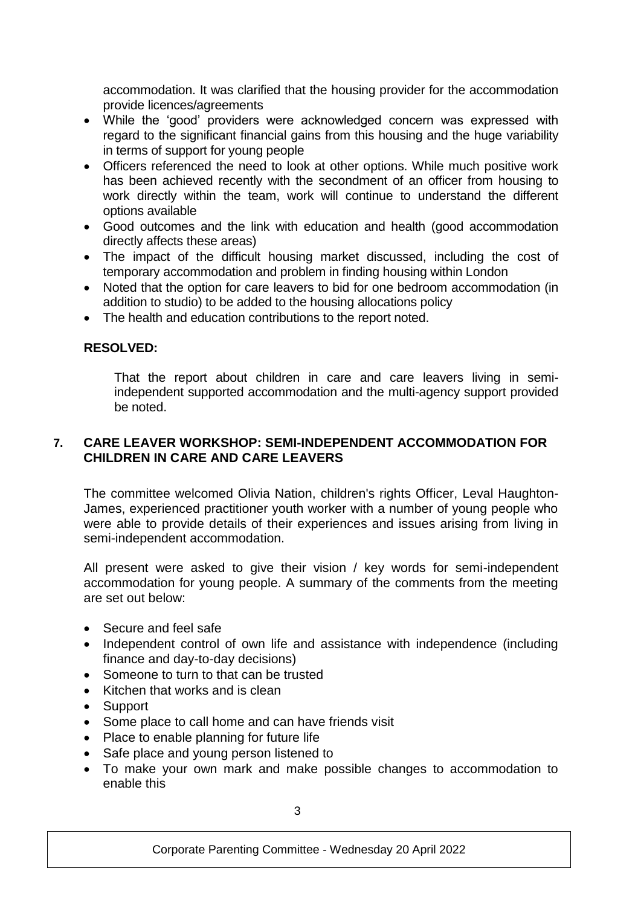accommodation. It was clarified that the housing provider for the accommodation provide licences/agreements

- While the 'good' providers were acknowledged concern was expressed with regard to the significant financial gains from this housing and the huge variability in terms of support for young people
- Officers referenced the need to look at other options. While much positive work has been achieved recently with the secondment of an officer from housing to work directly within the team, work will continue to understand the different options available
- Good outcomes and the link with education and health (good accommodation directly affects these areas)
- The impact of the difficult housing market discussed, including the cost of temporary accommodation and problem in finding housing within London
- Noted that the option for care leavers to bid for one bedroom accommodation (in addition to studio) to be added to the housing allocations policy
- The health and education contributions to the report noted.

**RESOLVED:**

That the report about children in care and care leavers living in semi-independent supported accommodation and the multi-agency support provided be noted.

## 7. CARE LEAVER WORKSHOP: SEMI-INDEPENDENT ACCOMMODATION FOR CHILDREN IN CARE AND CARE LEAVERS

The committee welcomed Olivia Nation, children's rights Officer, Leval Haughton-James, experienced practitioner youth worker with a number of young people who were able to provide details of their experiences and issues arising from living in semi-independent accommodation.

All present were asked to give their vision / key words for semi-independent accommodation for young people. A summary of the comments from the meeting are set out below:

- Secure and feel safe
- Independent control of own life and assistance with independence (including finance and day-to-day decisions)
- Someone to turn to that can be trusted
- Kitchen that works and is clean
- Support
- Some place to call home and can have friends visit
- Place to enable planning for future life
- Safe place and young person listened to
- To make your own mark and make possible changes to accommodation to enable this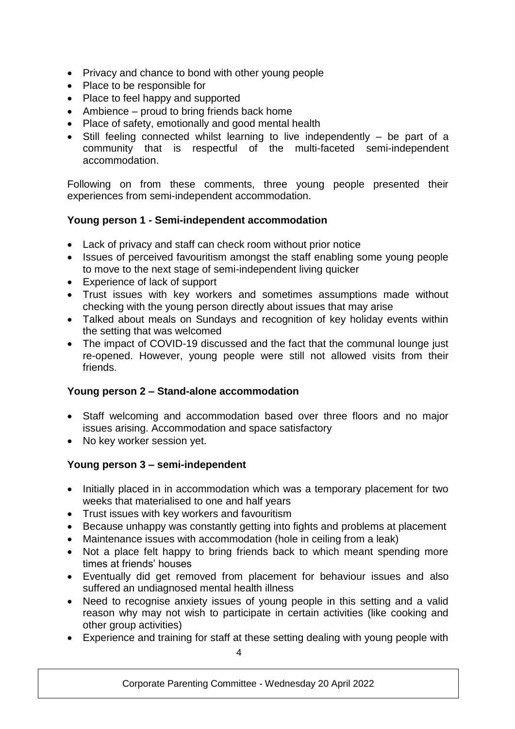- Privacy and chance to bond with other young people
- Place to be responsible for
- Place to feel happy and supported
- Ambience – proud to bring friends back home
- Place of safety, emotionally and good mental health
- Still feeling connected whilst learning to live independently – be part of a community that is respectful of the multi-faceted semi-independent accommodation.

Following on from these comments, three young people presented their experiences from semi-independent accommodation.

**Young person 1 - Semi-independent accommodation**

- Lack of privacy and staff can check room without prior notice
- Issues of perceived favouritism amongst the staff enabling some young people to move to the next stage of semi-independent living quicker
- Experience of lack of support
- Trust issues with key workers and sometimes assumptions made without checking with the young person directly about issues that may arise
- Talked about meals on Sundays and recognition of key holiday events within the setting that was welcomed
- The impact of COVID-19 discussed and the fact that the communal lounge just re-opened. However, young people were still not allowed visits from their friends.

**Young person 2 – Stand-alone accommodation**

- Staff welcoming and accommodation based over three floors and no major issues arising. Accommodation and space satisfactory
- No key worker session yet.

**Young person 3 – semi-independent**

- Initially placed in in accommodation which was a temporary placement for two weeks that materialised to one and half years
- Trust issues with key workers and favouritism
- Because unhappy was constantly getting into fights and problems at placement
- Maintenance issues with accommodation (hole in ceiling from a leak)
- Not a place felt happy to bring friends back to which meant spending more times at friends' houses
- Eventually did get removed from placement for behaviour issues and also suffered an undiagnosed mental health illness
- Need to recognise anxiety issues of young people in this setting and a valid reason why may not wish to participate in certain activities (like cooking and other group activities)
- Experience and training for staff at these setting dealing with young people with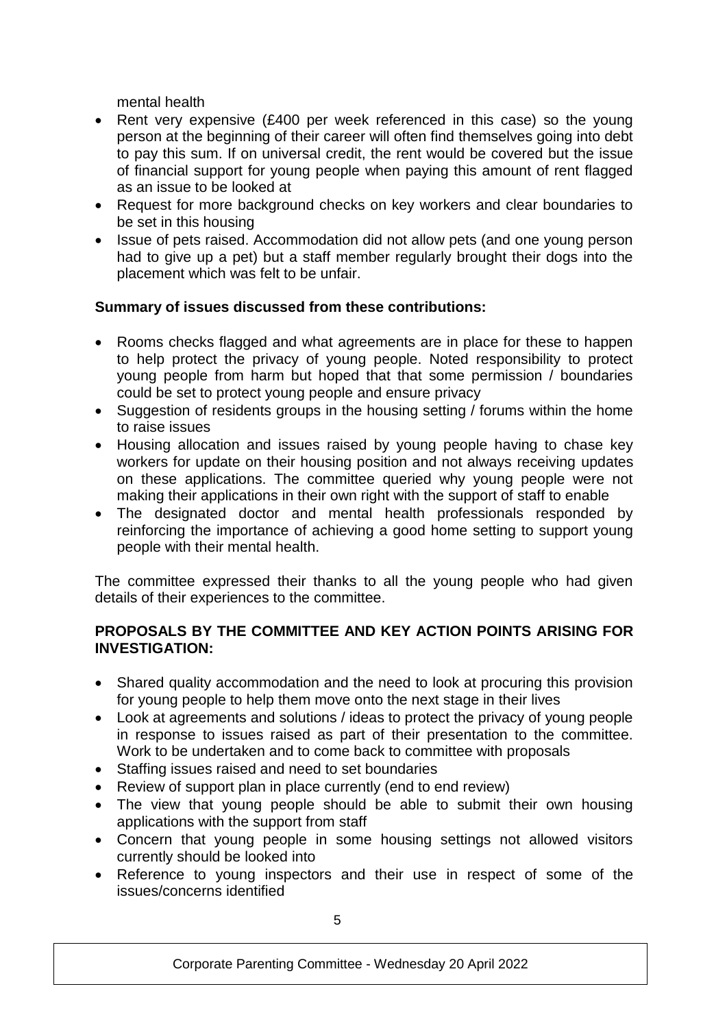mental health

- Rent very expensive (£400 per week referenced in this case) so the young person at the beginning of their career will often find themselves going into debt to pay this sum. If on universal credit, the rent would be covered but the issue of financial support for young people when paying this amount of rent flagged as an issue to be looked at
- Request for more background checks on key workers and clear boundaries to be set in this housing
- Issue of pets raised. Accommodation did not allow pets (and one young person had to give up a pet) but a staff member regularly brought their dogs into the placement which was felt to be unfair.

**Summary of issues discussed from these contributions:**

- Rooms checks flagged and what agreements are in place for these to happen to help protect the privacy of young people. Noted responsibility to protect young people from harm but hoped that that some permission / boundaries could be set to protect young people and ensure privacy
- Suggestion of residents groups in the housing setting / forums within the home to raise issues
- Housing allocation and issues raised by young people having to chase key workers for update on their housing position and not always receiving updates on these applications. The committee queried why young people were not making their applications in their own right with the support of staff to enable
- The designated doctor and mental health professionals responded by reinforcing the importance of achieving a good home setting to support young people with their mental health.

The committee expressed their thanks to all the young people who had given details of their experiences to the committee.

**PROPOSALS BY THE COMMITTEE AND KEY ACTION POINTS ARISING FOR INVESTIGATION:**

- Shared quality accommodation and the need to look at procuring this provision for young people to help them move onto the next stage in their lives
- Look at agreements and solutions / ideas to protect the privacy of young people in response to issues raised as part of their presentation to the committee. Work to be undertaken and to come back to committee with proposals
- Staffing issues raised and need to set boundaries
- Review of support plan in place currently (end to end review)
- The view that young people should be able to submit their own housing applications with the support from staff
- Concern that young people in some housing settings not allowed visitors currently should be looked into
- Reference to young inspectors and their use in respect of some of the issues/concerns identified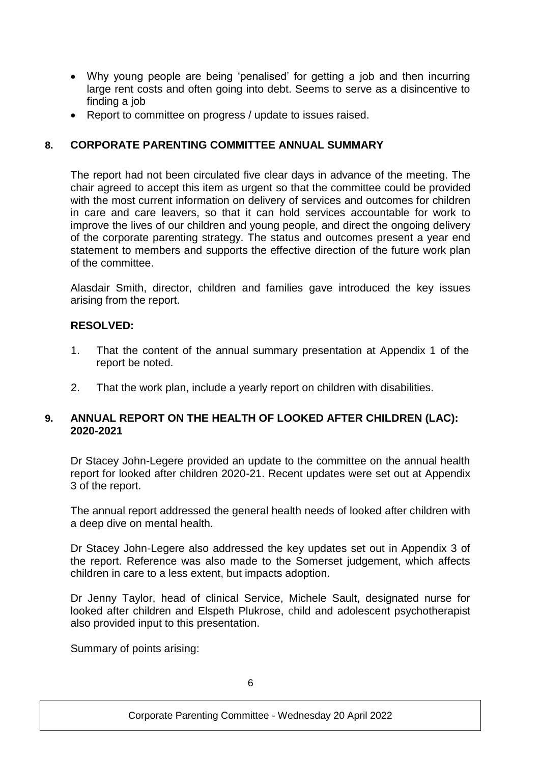- Why young people are being 'penalised' for getting a job and then incurring large rent costs and often going into debt. Seems to serve as a disincentive to finding a job
- Report to committee on progress / update to issues raised.

## 8. CORPORATE PARENTING COMMITTEE ANNUAL SUMMARY

The report had not been circulated five clear days in advance of the meeting. The chair agreed to accept this item as urgent so that the committee could be provided with the most current information on delivery of services and outcomes for children in care and care leavers, so that it can hold services accountable for work to improve the lives of our children and young people, and direct the ongoing delivery of the corporate parenting strategy. The status and outcomes present a year end statement to members and supports the effective direction of the future work plan of the committee.

Alasdair Smith, director, children and families gave introduced the key issues arising from the report.

**RESOLVED:**

1. That the content of the annual summary presentation at Appendix 1 of the report be noted.
2. That the work plan, include a yearly report on children with disabilities.

## 9. ANNUAL REPORT ON THE HEALTH OF LOOKED AFTER CHILDREN (LAC): 2020-2021

Dr Stacey John-Legere provided an update to the committee on the annual health report for looked after children 2020-21. Recent updates were set out at Appendix 3 of the report.

The annual report addressed the general health needs of looked after children with a deep dive on mental health.

Dr Stacey John-Legere also addressed the key updates set out in Appendix 3 of the report. Reference was also made to the Somerset judgement, which affects children in care to a less extent, but impacts adoption.

Dr Jenny Taylor, head of clinical Service, Michele Sault, designated nurse for looked after children and Elspeth Plukrose, child and adolescent psychotherapist also provided input to this presentation.

Summary of points arising: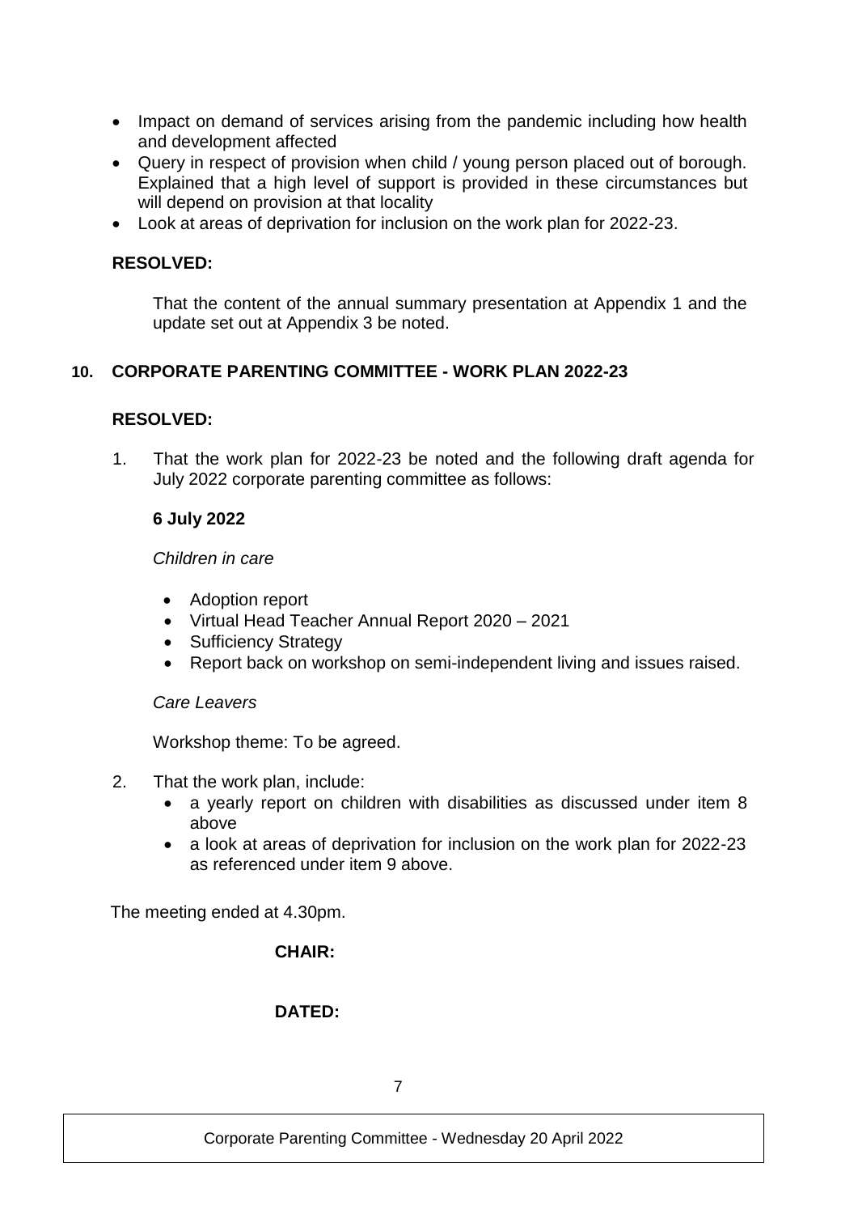- Impact on demand of services arising from the pandemic including how health and development affected
- Query in respect of provision when child / young person placed out of borough. Explained that a high level of support is provided in these circumstances but will depend on provision at that locality
- Look at areas of deprivation for inclusion on the work plan for 2022-23.

**RESOLVED:**

That the content of the annual summary presentation at Appendix 1 and the update set out at Appendix 3 be noted.

## 10. CORPORATE PARENTING COMMITTEE - WORK PLAN 2022-23

**RESOLVED:**

1. That the work plan for 2022-23 be noted and the following draft agenda for July 2022 corporate parenting committee as follows:

   **6 July 2022**

   *Children in care*

   - Adoption report
   - Virtual Head Teacher Annual Report 2020 – 2021
   - Sufficiency Strategy
   - Report back on workshop on semi-independent living and issues raised.

   *Care Leavers*

   Workshop theme: To be agreed.

2. That the work plan, include:
   - a yearly report on children with disabilities as discussed under item 8 above
   - a look at areas of deprivation for inclusion on the work plan for 2022-23 as referenced under item 9 above.

The meeting ended at 4.30pm.

**CHAIR:**

**DATED:**